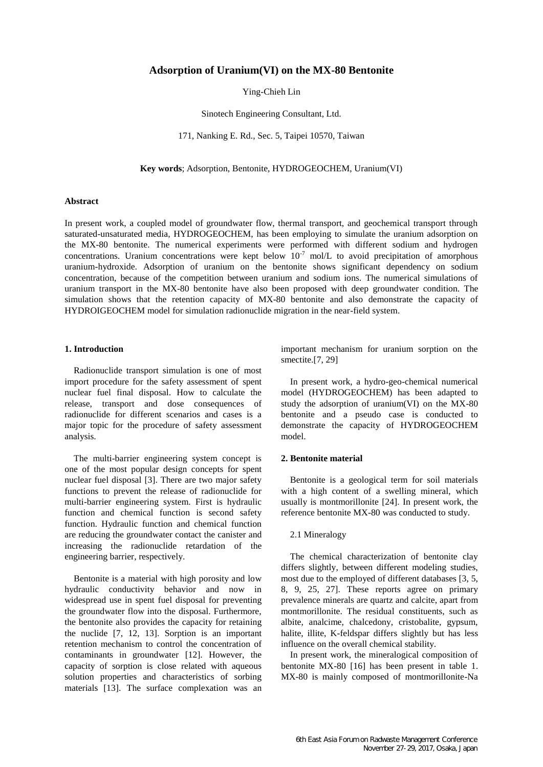# Adsorption of Uranium(VI) on the MX-80 Bentonite

Ying-Chieh Lin

Sinotech Engineering Consultant, Ltd.

171, Nanking E. Rd., Sec. 5, Taipei 10570, Taiwan

**Key words**; Adsorption, Bentonite, HYDROGEOCHEM, Uranium(VI)

### Abstract

In present work, a coupled model of groundwater flow, thermal transport, and geochemical transport through saturated-unsaturated media, HYDROGEOCHEM, has been employing to simulate the uranium adsorption on the MX-80 bentonite. The numerical experiments were performed with different sodium and hydrogen concentrations. Uranium concentrations were kept below $10^{-7}$ mol/L to avoid precipitation of amorphous uranium-hydroxide. Adsorption of uranium on the bentonite shows significant dependency on sodium concentration, because of the competition between uranium and sodium ions. The numerical simulations of uranium transport in the MX-80 bentonite have also been proposed with deep groundwater condition. The simulation shows that the retention capacity of MX-80 bentonite and also demonstrate the capacity of HYDROIGEOCHEM model for simulation radionuclide migration in the near-field system.

### 1. Introduction

Radionuclide transport simulation is one of most import procedure for the safety assessment of spent nuclear fuel final disposal. How to calculate the release, transport and dose consequences of radionuclide for different scenarios and cases is a major topic for the procedure of safety assessment analysis.

The multi-barrier engineering system concept is one of the most popular design concepts for spent nuclear fuel disposal [3]. There are two major safety functions to prevent the release of radionuclide for multi-barrier engineering system. First is hydraulic function and chemical function is second safety function. Hydraulic function and chemical function are reducing the groundwater contact the canister and increasing the radionuclide retardation of the engineering barrier, respectively.

Bentonite is a material with high porosity and low hydraulic conductivity behavior and now in widespread use in spent fuel disposal for preventing the groundwater flow into the disposal. Furthermore, the bentonite also provides the capacity for retaining the nuclide [7, 12, 13]. Sorption is an important retention mechanism to control the concentration of contaminants in groundwater [12]. However, the capacity of sorption is close related with aqueous solution properties and characteristics of sorbing materials [13]. The surface complexation was an important mechanism for uranium sorption on the smectite.[7, 29]

In present work, a hydro-geo-chemical numerical model (HYDROGEOCHEM) has been adapted to study the adsorption of uranium(VI) on the MX-80 bentonite and a pseudo case is conducted to demonstrate the capacity of HYDROGEOCHEM model.

### 2. Bentonite material

Bentonite is a geological term for soil materials with a high content of a swelling mineral, which usually is montmorillonite [24]. In present work, the reference bentonite MX-80 was conducted to study.

#### 2.1 Mineralogy

The chemical characterization of bentonite clay differs slightly, between different modeling studies, most due to the employed of different databases [3, 5, 8, 9, 25, 27]. These reports agree on primary prevalence minerals are quartz and calcite, apart from montmorillonite. The residual constituents, such as albite, analcime, chalcedony, cristobalite, gypsum, halite, illite, K-feldspar differs slightly but has less influence on the overall chemical stability.

In present work, the mineralogical composition of bentonite MX-80 [16] has been present in table 1. MX-80 is mainly composed of montmorillonite-Na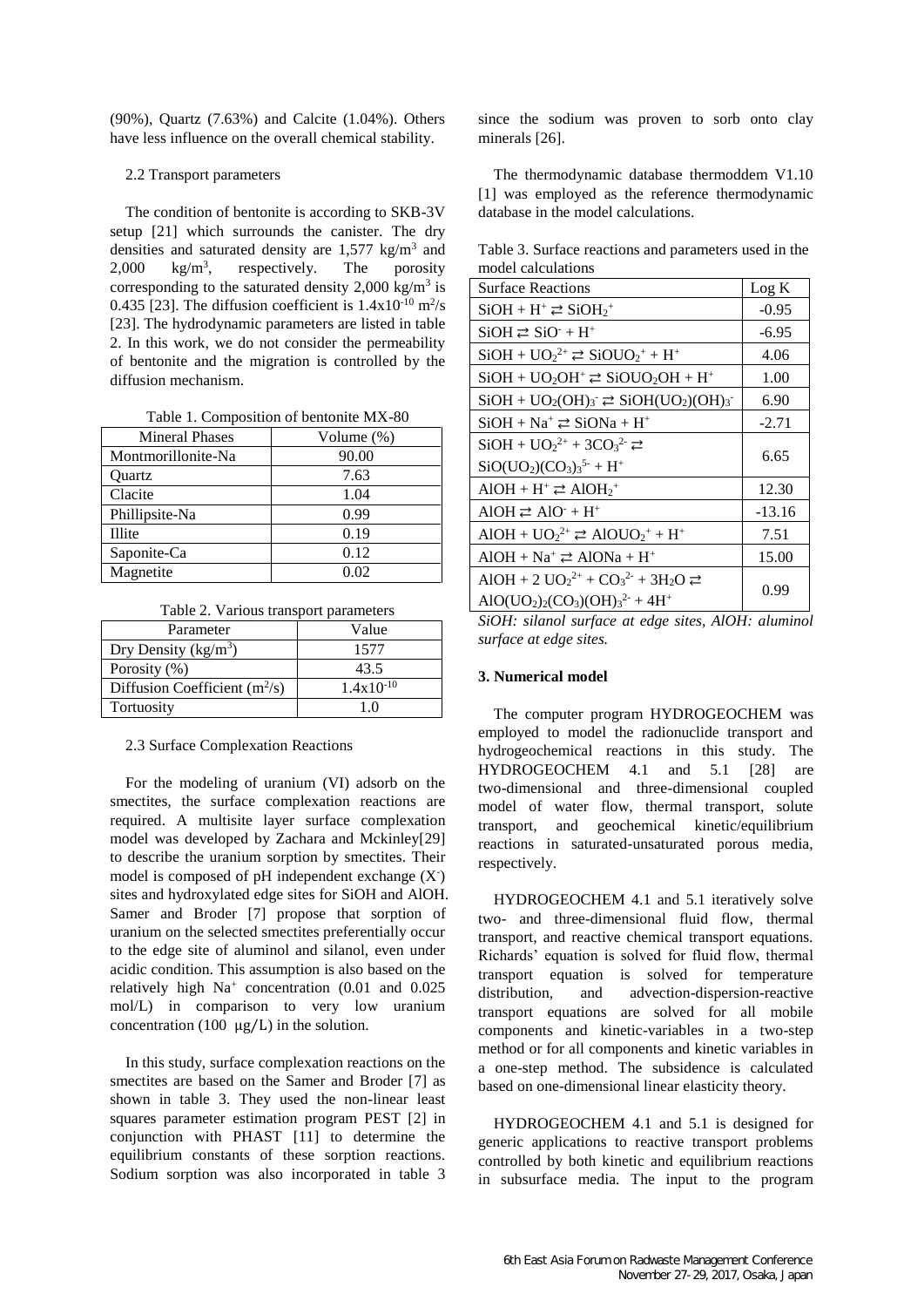(90%), Quartz (7.63%) and Calcite (1.04%). Others have less influence on the overall chemical stability.

### 2.2 Transport parameters

The condition of bentonite is according to SKB-3V setup [21] which surrounds the canister. The dry densities and saturated density are 1,577 $kg/m^3$ and 2,000 $kg/m^3$, respectively. The porosity corresponding to the saturated density 2,000 $kg/m^3$ is 0.435 [23]. The diffusion coefficient is $1.4 \times 10^{-10}$ $m^2/s$ [23]. The hydrodynamic parameters are listed in table 2. In this work, we do not consider the permeability of bentonite and the migration is controlled by the diffusion mechanism.

Table 1. Composition of bentonite MX-80

| Mineral Phases | Volume (%) |
|---|---|
| Montmorillonite-Na | 90.00 |
| Quartz | 7.63 |
| Clacite | 1.04 |
| Phillipsite-Na | 0.99 |
| Illite | 0.19 |
| Saponite-Ca | 0.12 |
| Magnetite | 0.02 |

Table 2. Various transport parameters

| Parameter | Value |
|---|---|
| Dry Density ($kg/m^3$) | 1577 |
| Porosity (%) | 43.5 |
| Diffusion Coefficient ($m^2/s$) | $1.4 \times 10^{-10}$ |
| Tortuosity | 1.0 |

### 2.3 Surface Complexation Reactions

For the modeling of uranium (VI) adsorb on the smectites, the surface complexation reactions are required. A multisite layer surface complexation model was developed by Zachara and Mckinley[29] to describe the uranium sorption by smectites. Their model is composed of pH independent exchange ($X^-$) sites and hydroxylated edge sites for SiOH and AlOH. Samer and Broder [7] propose that sorption of uranium on the selected smectites preferentially occur to the edge site of aluminol and silanol, even under acidic condition. This assumption is also based on the relatively high $Na^+$ concentration (0.01 and 0.025 mol/L) in comparison to very low uranium concentration (100 μg/L) in the solution.

In this study, surface complexation reactions on the smectites are based on the Samer and Broder [7] as shown in table 3. They used the non-linear least squares parameter estimation program PEST [2] in conjunction with PHAST [11] to determine the equilibrium constants of these sorption reactions. Sodium sorption was also incorporated in table 3 since the sodium was proven to sorb onto clay minerals [26].

The thermodynamic database thermoddem V1.10 [1] was employed as the reference thermodynamic database in the model calculations.

Table 3. Surface reactions and parameters used in the model calculations

| Surface Reactions | Log K |
|---|---|
| $SiOH + H^+ \rightleftarrows SiOH_2^+$ | -0.95 |
| $SiOH \rightleftarrows SiO^- + H^+$ | -6.95 |
| $SiOH + UO_2^{2+} \rightleftarrows SiOUO_2^+ + H^+$ | 4.06 |
| $SiOH + UO_2OH^+ \rightleftarrows SiOUO_2OH + H^+$ | 1.00 |
| $SiOH + UO_2(OH)_3^- \rightleftarrows SiOH(UO_2)(OH)_3^-$ | 6.90 |
| $SiOH + Na^+ \rightleftarrows SiONa + H^+$ | -2.71 |
| $SiOH + UO_2^{2+} + 3CO_3^{2-} \rightleftarrows SiO(UO_2)(CO_3)_3^{5-} + H^+$ | 6.65 |
| $AlOH + H^+ \rightleftarrows AlOH_2^+$ | 12.30 |
| $AlOH \rightleftarrows AlO^- + H^+$ | -13.16 |
| $AlOH + UO_2^{2+} \rightleftarrows AlOUO_2^+ + H^+$ | 7.51 |
| $AlOH + Na^+ \rightleftarrows AlONa + H^+$ | 15.00 |
| $AlOH + 2\,UO_2^{2+} + CO_3^{2-} + 3H_2O \rightleftarrows AlO(UO_2)_2(CO_3)(OH)_3^{2-} + 4H^+$ | 0.99 |

*SiOH: silanol surface at edge sites, AlOH: aluminol surface at edge sites.*

## 3. Numerical model

The computer program HYDROGEOCHEM was employed to model the radionuclide transport and hydrogeochemical reactions in this study. The HYDROGEOCHEM 4.1 and 5.1 [28] are two-dimensional and three-dimensional coupled model of water flow, thermal transport, solute transport, and geochemical kinetic/equilibrium reactions in saturated-unsaturated porous media, respectively.

HYDROGEOCHEM 4.1 and 5.1 iteratively solve two- and three-dimensional fluid flow, thermal transport, and reactive chemical transport equations. Richards' equation is solved for fluid flow, thermal transport equation is solved for temperature distribution, and advection-dispersion-reactive transport equations are solved for all mobile components and kinetic-variables in a two-step method or for all components and kinetic variables in a one-step method. The subsidence is calculated based on one-dimensional linear elasticity theory.

HYDROGEOCHEM 4.1 and 5.1 is designed for generic applications to reactive transport problems controlled by both kinetic and equilibrium reactions in subsurface media. The input to the program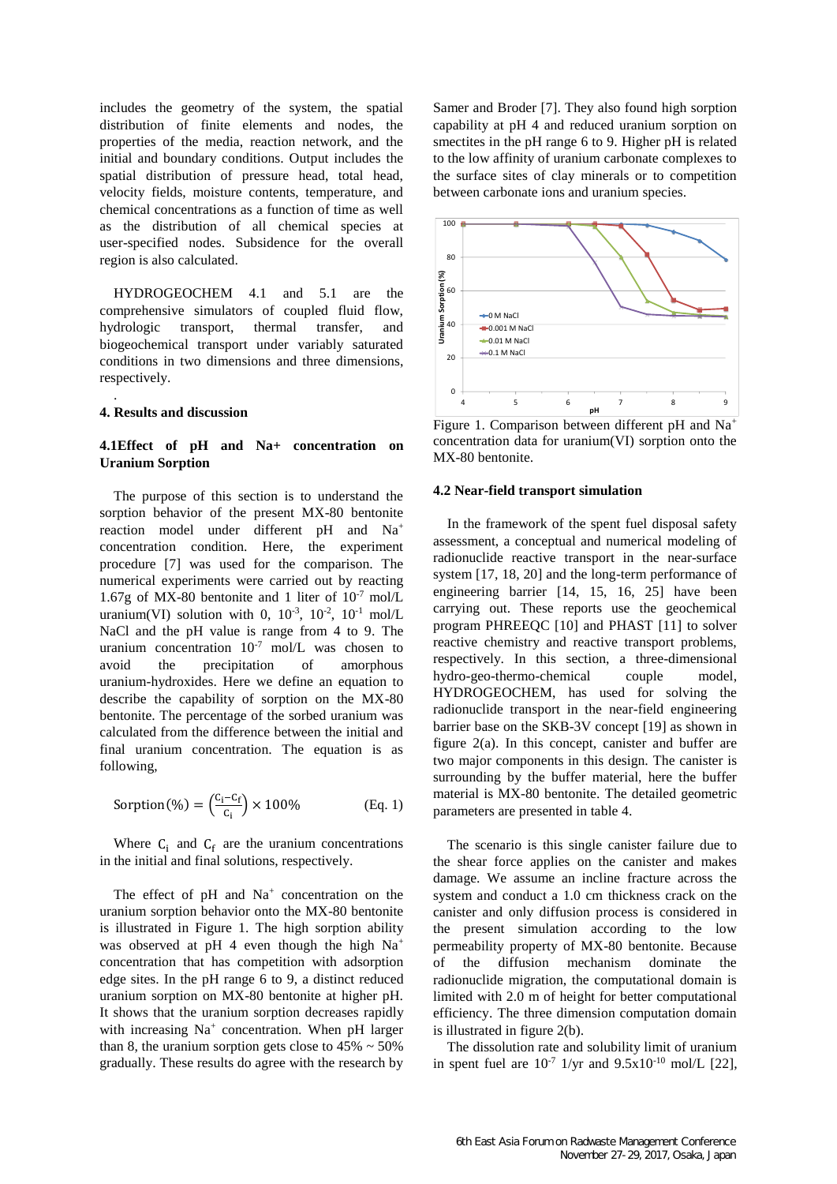includes the geometry of the system, the spatial distribution of finite elements and nodes, the properties of the media, reaction network, and the initial and boundary conditions. Output includes the spatial distribution of pressure head, total head, velocity fields, moisture contents, temperature, and chemical concentrations as a function of time as well as the distribution of all chemical species at user-specified nodes. Subsidence for the overall region is also calculated.

HYDROGEOCHEM 4.1 and 5.1 are the comprehensive simulators of coupled fluid flow, hydrologic transport, thermal transfer, and biogeochemical transport under variably saturated conditions in two dimensions and three dimensions, respectively.

## 4. Results and discussion

### 4.1 Effect of pH and Na+ concentration on Uranium Sorption

The purpose of this section is to understand the sorption behavior of the present MX-80 bentonite reaction model under different pH and $Na^+$ concentration condition. Here, the experiment procedure [7] was used for the comparison. The numerical experiments were carried out by reacting 1.67g of MX-80 bentonite and 1 liter of $10^{-7}$ mol/L uranium(VI) solution with 0, $10^{-3}$, $10^{-2}$, $10^{-1}$ mol/L NaCl and the pH value is range from 4 to 9. The uranium concentration $10^{-7}$ mol/L was chosen to avoid the precipitation of amorphous uranium-hydroxides. Here we define an equation to describe the capability of sorption on the MX-80 bentonite. The percentage of the sorbed uranium was calculated from the difference between the initial and final uranium concentration. The equation is as following,

$$\text{Sorption}(\%) = \left(\frac{C_i - C_f}{C_i}\right) \times 100\% \qquad \text{(Eq. 1)}$$

Where $C_i$ and $C_f$ are the uranium concentrations in the initial and final solutions, respectively.

The effect of pH and $Na^+$ concentration on the uranium sorption behavior onto the MX-80 bentonite is illustrated in Figure 1. The high sorption ability was observed at pH 4 even though the high $Na^+$ concentration that has competition with adsorption edge sites. In the pH range 6 to 9, a distinct reduced uranium sorption on MX-80 bentonite at higher pH. It shows that the uranium sorption decreases rapidly with increasing $Na^+$ concentration. When pH larger than 8, the uranium sorption gets close to 45% ~ 50% gradually. These results do agree with the research by Samer and Broder [7]. They also found high sorption capability at pH 4 and reduced uranium sorption on smectites in the pH range 6 to 9. Higher pH is related to the low affinity of uranium carbonate complexes to the surface sites of clay minerals or to competition between carbonate ions and uranium species.

Figure 1. Comparison between different pH and $Na^+$ concentration data for uranium(VI) sorption onto the MX-80 bentonite.

### 4.2 Near-field transport simulation

In the framework of the spent fuel disposal safety assessment, a conceptual and numerical modeling of radionuclide reactive transport in the near-surface system [17, 18, 20] and the long-term performance of engineering barrier [14, 15, 16, 25] have been carrying out. These reports use the geochemical program PHREEQC [10] and PHAST [11] to solver reactive chemistry and reactive transport problems, respectively. In this section, a three-dimensional hydro-geo-thermo-chemical couple model, HYDROGEOCHEM, has used for solving the radionuclide transport in the near-field engineering barrier base on the SKB-3V concept [19] as shown in figure 2(a). In this concept, canister and buffer are two major components in this design. The canister is surrounding by the buffer material, here the buffer material is MX-80 bentonite. The detailed geometric parameters are presented in table 4.

The scenario is this single canister failure due to the shear force applies on the canister and makes damage. We assume an incline fracture across the system and conduct a 1.0 cm thickness crack on the canister and only diffusion process is considered in the present simulation according to the low permeability property of MX-80 bentonite. Because of the diffusion mechanism dominate the radionuclide migration, the computational domain is limited with 2.0 m of height for better computational efficiency. The three dimension computation domain is illustrated in figure 2(b).

The dissolution rate and solubility limit of uranium in spent fuel are $10^{-7}$ 1/yr and $9.5\text{x}10^{-10}$ mol/L [22],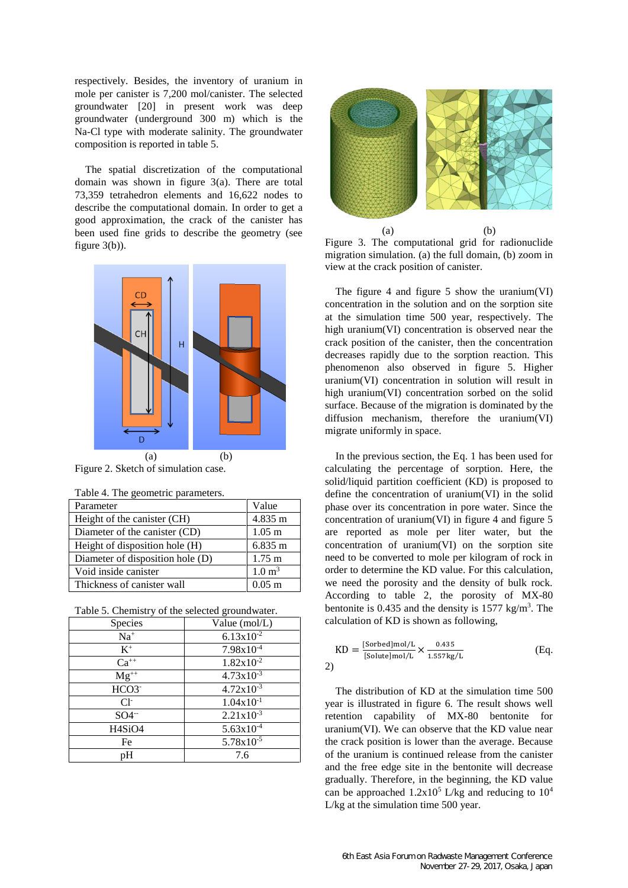respectively. Besides, the inventory of uranium in mole per canister is 7,200 mol/canister. The selected groundwater [20] in present work was deep groundwater (underground 300 m) which is the Na-Cl type with moderate salinity. The groundwater composition is reported in table 5.

The spatial discretization of the computational domain was shown in figure 3(a). There are total 73,359 tetrahedron elements and 16,622 nodes to describe the computational domain. In order to get a good approximation, the crack of the canister has been used fine grids to describe the geometry (see figure 3(b)).

(a) (b)

Figure 2. Sketch of simulation case.

Table 4. The geometric parameters.

| Parameter | Value |
|---|---|
| Height of the canister (CH) | 4.835 m |
| Diameter of the canister (CD) | 1.05 m |
| Height of disposition hole (H) | 6.835 m |
| Diameter of disposition hole (D) | 1.75 m |
| Void inside canister | 1.0 $m^3$ |
| Thickness of canister wall | 0.05 m |

Table 5. Chemistry of the selected groundwater.

| Species | Value (mol/L) |
|---|---|
| $Na^+$ | $6.13 \times 10^{-2}$ |
| $K^+$ | $7.98 \times 10^{-4}$ |
| $Ca^{++}$ | $1.82 \times 10^{-2}$ |
| $Mg^{++}$ | $4.73 \times 10^{-3}$ |
| $HCO3^-$ | $4.72 \times 10^{-3}$ |
| $Cl^-$ | $1.04 \times 10^{-1}$ |
| $SO4^{--}$ | $2.21 \times 10^{-3}$ |
| H4SiO4 | $5.63 \times 10^{-4}$ |
| Fe | $5.78 \times 10^{-5}$ |
| pH | 7.6 |

(a) (b)

Figure 3. The computational grid for radionuclide migration simulation. (a) the full domain, (b) zoom in view at the crack position of canister.

The figure 4 and figure 5 show the uranium(VI) concentration in the solution and on the sorption site at the simulation time 500 year, respectively. The high uranium(VI) concentration is observed near the crack position of the canister, then the concentration decreases rapidly due to the sorption reaction. This phenomenon also observed in figure 5. Higher uranium(VI) concentration in solution will result in high uranium(VI) concentration sorbed on the solid surface. Because of the migration is dominated by the diffusion mechanism, therefore the uranium(VI) migrate uniformly in space.

In the previous section, the Eq. 1 has been used for calculating the percentage of sorption. Here, the solid/liquid partition coefficient (KD) is proposed to define the concentration of uranium(VI) in the solid phase over its concentration in pore water. Since the concentration of uranium(VI) in figure 4 and figure 5 are reported as mole per liter water, but the concentration of uranium(VI) on the sorption site need to be converted to mole per kilogram of rock in order to determine the KD value. For this calculation, we need the porosity and the density of bulk rock. According to table 2, the porosity of MX-80 bentonite is 0.435 and the density is 1577 kg/$m^3$. The calculation of KD is shown as following,

$$\mathrm{KD} = \frac{[\mathrm{Sorbed}]\,\mathrm{mol/L}}{[\mathrm{Solute}]\,\mathrm{mol/L}} \times \frac{0.435}{1.557\,\mathrm{kg/L}} \qquad \text{(Eq. 2)}$$

The distribution of KD at the simulation time 500 year is illustrated in figure 6. The result shows well retention capability of MX-80 bentonite for uranium(VI). We can observe that the KD value near the crack position is lower than the average. Because of the uranium is continued release from the canister and the free edge site in the bentonite will decrease gradually. Therefore, in the beginning, the KD value can be approached $1.2 \times 10^5$ L/kg and reducing to $10^4$ L/kg at the simulation time 500 year.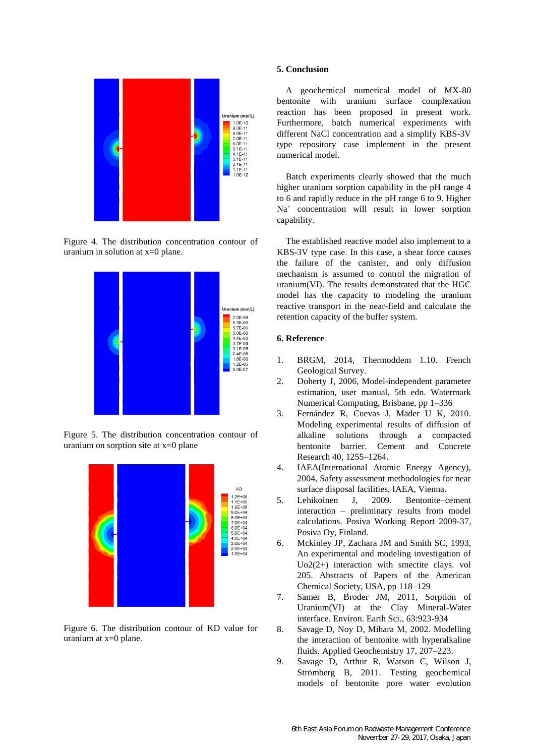Figure 4. The distribution concentration contour of uranium in solution at x=0 plane.

Figure 5. The distribution concentration contour of uranium on sorption site at x=0 plane

Figure 6. The distribution contour of KD value for uranium at x=0 plane.

## 5. Conclusion

A geochemical numerical model of MX-80 bentonite with uranium surface complexation reaction has been proposed in present work. Furthermore, batch numerical experiments with different NaCl concentration and a simplify KBS-3V type repository case implement in the present numerical model.

Batch experiments clearly showed that the much higher uranium sorption capability in the pH range 4 to 6 and rapidly reduce in the pH range 6 to 9. Higher $Na^+$ concentration will result in lower sorption capability.

The established reactive model also implement to a KBS-3V type case. In this case, a shear force causes the failure of the canister, and only diffusion mechanism is assumed to control the migration of uranium(VI). The results demonstrated that the HGC model has the capacity to modeling the uranium reactive transport in the near-field and calculate the retention capacity of the buffer system.

## 6. Reference

1. BRGM, 2014, Thermoddem 1.10. French Geological Survey.
2. Doherty J, 2006, Model-independent parameter estimation, user manual, 5th edn. Watermark Numerical Computing, Brisbane, pp 1–336
3. Fernández R, Cuevas J, Mäder U K, 2010. Modeling experimental results of diffusion of alkaline solutions through a compacted bentonite barrier. Cement and Concrete Research 40, 1255–1264.
4. IAEA(International Atomic Energy Agency), 2004, Safety assessment methodologies for near surface disposal facilities, IAEA, Vienna.
5. Lehikoinen J, 2009. Bentonite–cement interaction – preliminary results from model calculations. Posiva Working Report 2009-37, Posiva Oy, Finland.
6. Mckinley JP, Zachara JM and Smith SC, 1993, An experimental and modeling investigation of Uo2(2+) interaction with smectite clays. vol 205. Abstracts of Papers of the American Chemical Society, USA, pp 118–129
7. Samer B, Broder JM, 2011, Sorption of Uranium(VI) at the Clay Mineral-Water interface. Environ. Earth Sci., 63:923-934
8. Savage D, Noy D, Mihara M, 2002. Modelling the interaction of bentonite with hyperalkaline fluids. Applied Geochemistry 17, 207–223.
9. Savage D, Arthur R, Watson C, Wilson J, Strömberg B, 2011. Testing geochemical models of bentonite pore water evolution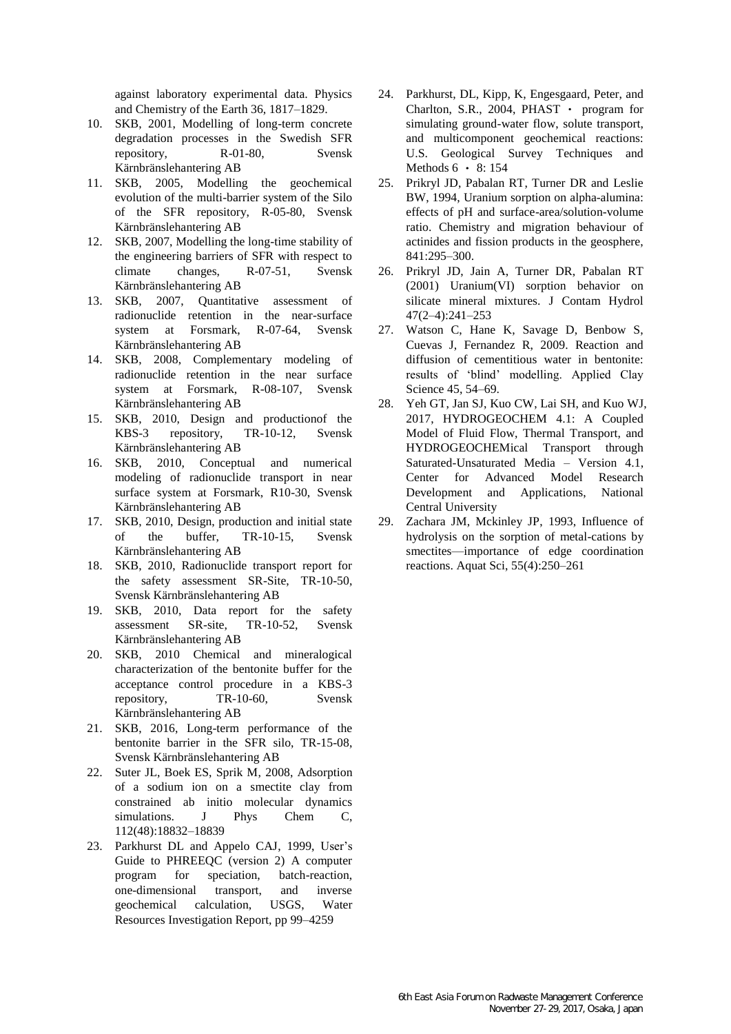against laboratory experimental data. Physics and Chemistry of the Earth 36, 1817–1829.

10. SKB, 2001, Modelling of long-term concrete degradation processes in the Swedish SFR repository, R-01-80, Svensk Kärnbränslehantering AB
11. SKB, 2005, Modelling the geochemical evolution of the multi-barrier system of the Silo of the SFR repository, R-05-80, Svensk Kärnbränslehantering AB
12. SKB, 2007, Modelling the long-time stability of the engineering barriers of SFR with respect to climate changes, R-07-51, Svensk Kärnbränslehantering AB
13. SKB, 2007, Quantitative assessment of radionuclide retention in the near-surface system at Forsmark, R-07-64, Svensk Kärnbränslehantering AB
14. SKB, 2008, Complementary modeling of radionuclide retention in the near surface system at Forsmark, R-08-107, Svensk Kärnbränslehantering AB
15. SKB, 2010, Design and productionof the KBS-3 repository, TR-10-12, Svensk Kärnbränslehantering AB
16. SKB, 2010, Conceptual and numerical modeling of radionuclide transport in near surface system at Forsmark, R10-30, Svensk Kärnbränslehantering AB
17. SKB, 2010, Design, production and initial state of the buffer, TR-10-15, Svensk Kärnbränslehantering AB
18. SKB, 2010, Radionuclide transport report for the safety assessment SR-Site, TR-10-50, Svensk Kärnbränslehantering AB
19. SKB, 2010, Data report for the safety assessment SR-site, TR-10-52, Svensk Kärnbränslehantering AB
20. SKB, 2010 Chemical and mineralogical characterization of the bentonite buffer for the acceptance control procedure in a KBS-3 repository, TR-10-60, Svensk Kärnbränslehantering AB
21. SKB, 2016, Long-term performance of the bentonite barrier in the SFR silo, TR-15-08, Svensk Kärnbränslehantering AB
22. Suter JL, Boek ES, Sprik M, 2008, Adsorption of a sodium ion on a smectite clay from constrained ab initio molecular dynamics simulations. J Phys Chem C, 112(48):18832–18839
23. Parkhurst DL and Appelo CAJ, 1999, User's Guide to PHREEQC (version 2) A computer program for speciation, batch-reaction, one-dimensional transport, and inverse geochemical calculation, USGS, Water Resources Investigation Report, pp 99–4259
24. Parkhurst, DL, Kipp, K, Engesgaard, Peter, and Charlton, S.R., 2004, PHAST・ program for simulating ground-water flow, solute transport, and multicomponent geochemical reactions: U.S. Geological Survey Techniques and Methods 6 ・ 8: 154
25. Prikryl JD, Pabalan RT, Turner DR and Leslie BW, 1994, Uranium sorption on alpha-alumina: effects of pH and surface-area/solution-volume ratio. Chemistry and migration behaviour of actinides and fission products in the geosphere, 841:295–300.
26. Prikryl JD, Jain A, Turner DR, Pabalan RT (2001) Uranium(VI) sorption behavior on silicate mineral mixtures. J Contam Hydrol 47(2–4):241–253
27. Watson C, Hane K, Savage D, Benbow S, Cuevas J, Fernandez R, 2009. Reaction and diffusion of cementitious water in bentonite: results of 'blind' modelling. Applied Clay Science 45, 54–69.
28. Yeh GT, Jan SJ, Kuo CW, Lai SH, and Kuo WJ, 2017, HYDROGEOCHEM 4.1: A Coupled Model of Fluid Flow, Thermal Transport, and HYDROGEOCHEMical Transport through Saturated-Unsaturated Media – Version 4.1, Center for Advanced Model Research Development and Applications, National Central University
29. Zachara JM, Mckinley JP, 1993, Influence of hydrolysis on the sorption of metal-cations by smectites—importance of edge coordination reactions. Aquat Sci, 55(4):250–261